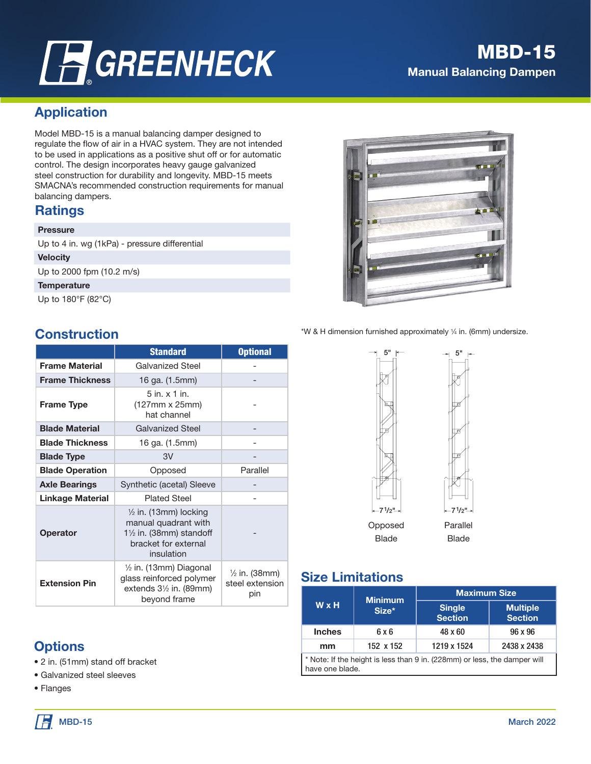# GREENHECK

## MBD-15

### Manual Balancing Dampen

## Application

Model MBD-15 is a manual balancing damper designed to regulate the flow of air in a HVAC system. They are not intended to be used in applications as a positive shut off or for automatic control. The design incorporates heavy gauge galvanized steel construction for durability and longevity. MBD-15 meets SMACNA's recommended construction requirements for manual balancing dampers.

## Ratings

**Pressure**

Up to 4 in. wg (1kPa) - pressure differential

**Velocity**

Up to 2000 fpm (10.2 m/s)

**Temperature**

Up to 180°F (82°C)

## Construction

| | Standard | Optional |
|---|---|---|
| **Frame Material** | Galvanized Steel | - |
| **Frame Thickness** | 16 ga. (1.5mm) | - |
| **Frame Type** | 5 in. x 1 in. (127mm x 25mm) hat channel | - |
| **Blade Material** | Galvanized Steel | - |
| **Blade Thickness** | 16 ga. (1.5mm) | - |
| **Blade Type** | 3V | - |
| **Blade Operation** | Opposed | Parallel |
| **Axle Bearings** | Synthetic (acetal) Sleeve | - |
| **Linkage Material** | Plated Steel | - |
| **Operator** | ½ in. (13mm) locking manual quadrant with 1½ in. (38mm) standoff bracket for external insulation | - |
| **Extension Pin** | ½ in. (13mm) Diagonal glass reinforced polymer extends 3½ in. (89mm) beyond frame | ½ in. (38mm) steel extension pin |

*W & H dimension furnished approximately ¼ in. (6mm) undersize.

5" 5"

7 1/2" 7 1/2"

Opposed Blade

Parallel Blade

## Size Limitations

| W x H | Minimum Size* | Maximum Size | |
|---|---|---|---|
| | | Single Section | Multiple Section |
| Inches | 6 x 6 | 48 x 60 | 96 x 96 |
| mm | 152 x 152 | 1219 x 1524 | 2438 x 2438 |

* Note: If the height is less than 9 in. (228mm) or less, the damper will have one blade.

## Options

- 2 in. (51mm) stand off bracket
- Galvanized steel sleeves
- Flanges

MBD-15 March 2022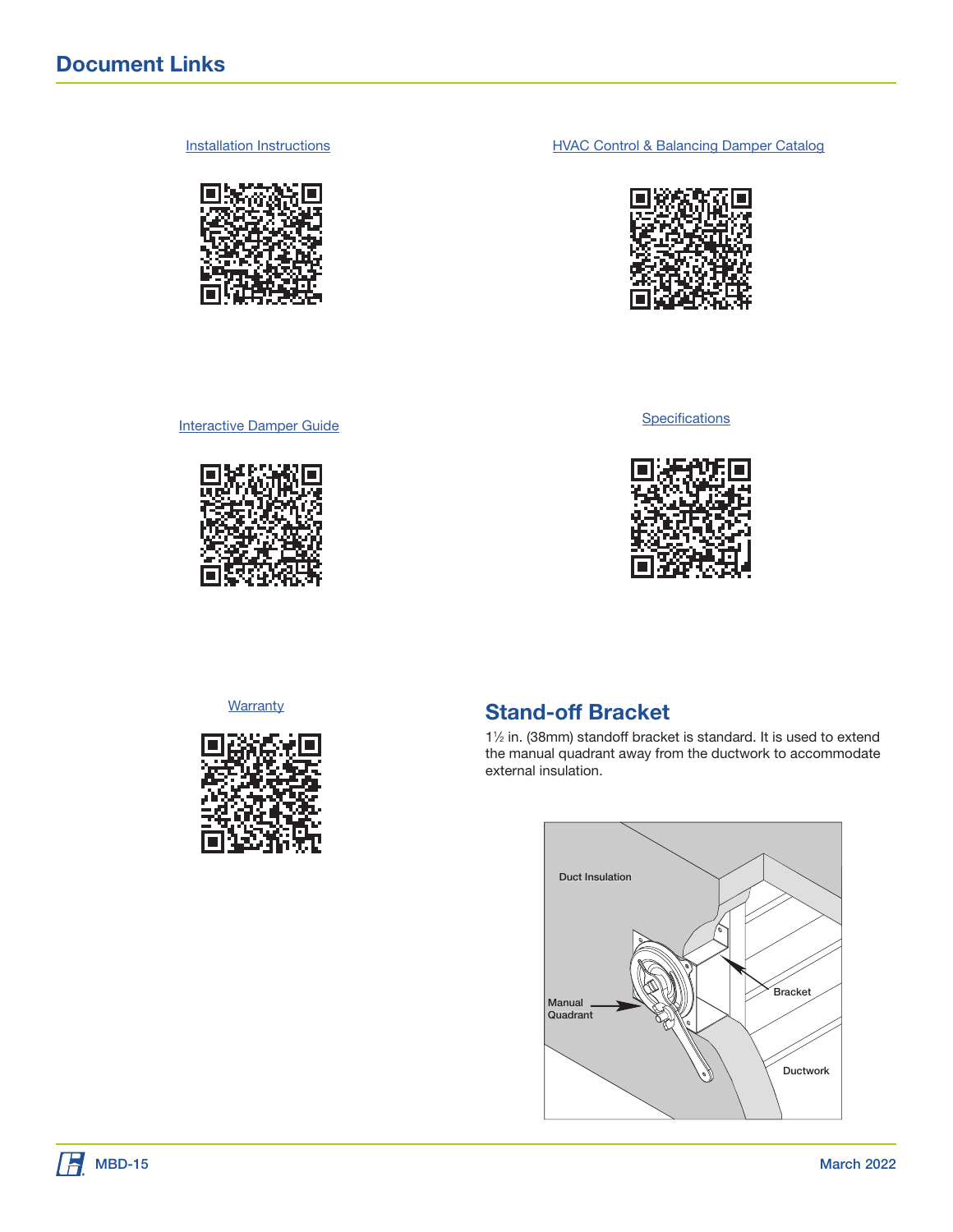# Document Links

Installation Instructions

HVAC Control & Balancing Damper Catalog

Interactive Damper Guide

Specifications

Warranty

## Stand-off Bracket

1½ in. (38mm) standoff bracket is standard. It is used to extend the manual quadrant away from the ductwork to accommodate external insulation.

Duct Insulation

Bracket

Manual Quadrant

Ductwork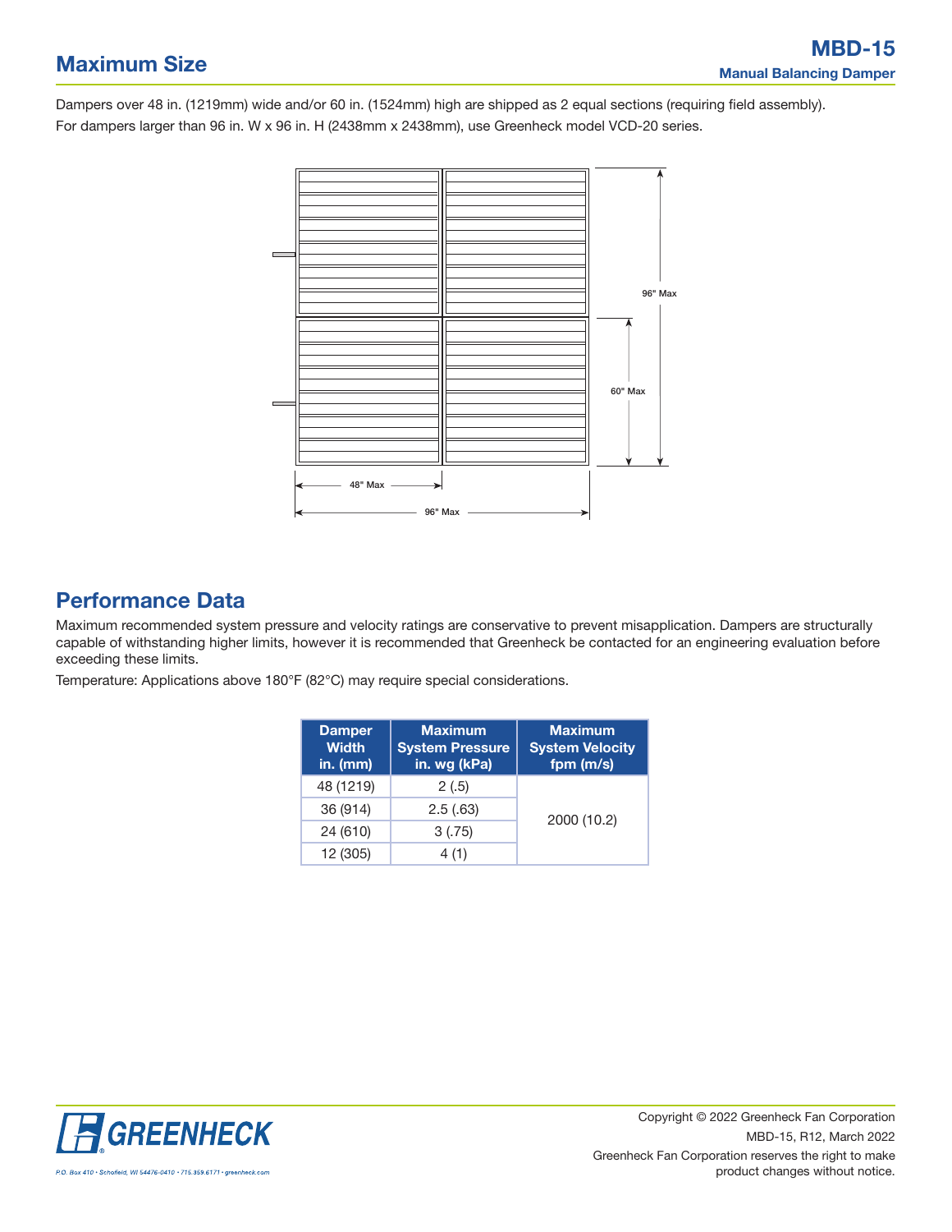## Maximum Size

Dampers over 48 in. (1219mm) wide and/or 60 in. (1524mm) high are shipped as 2 equal sections (requiring field assembly).
For dampers larger than 96 in. W x 96 in. H (2438mm x 2438mm), use Greenheck model VCD-20 series.

96" Max

60" Max

48" Max

96" Max

## Performance Data

Maximum recommended system pressure and velocity ratings are conservative to prevent misapplication. Dampers are structurally capable of withstanding higher limits, however it is recommended that Greenheck be contacted for an engineering evaluation before exceeding these limits.

Temperature: Applications above 180°F (82°C) may require special considerations.

| Damper Width in. (mm) | Maximum System Pressure in. wg (kPa) | Maximum System Velocity fpm (m/s) |
|---|---|---|
| 48 (1219) | 2 (.5) | 2000 (10.2) |
| 36 (914) | 2.5 (.63) | |
| 24 (610) | 3 (.75) | |
| 12 (305) | 4 (1) | |

GREENHECK

P.O. Box 410 • Schofield, WI 54476-0410 • 715.359.6171 • greenheck.com

Copyright © 2022 Greenheck Fan Corporation
MBD-15, R12, March 2022
Greenheck Fan Corporation reserves the right to make product changes without notice.